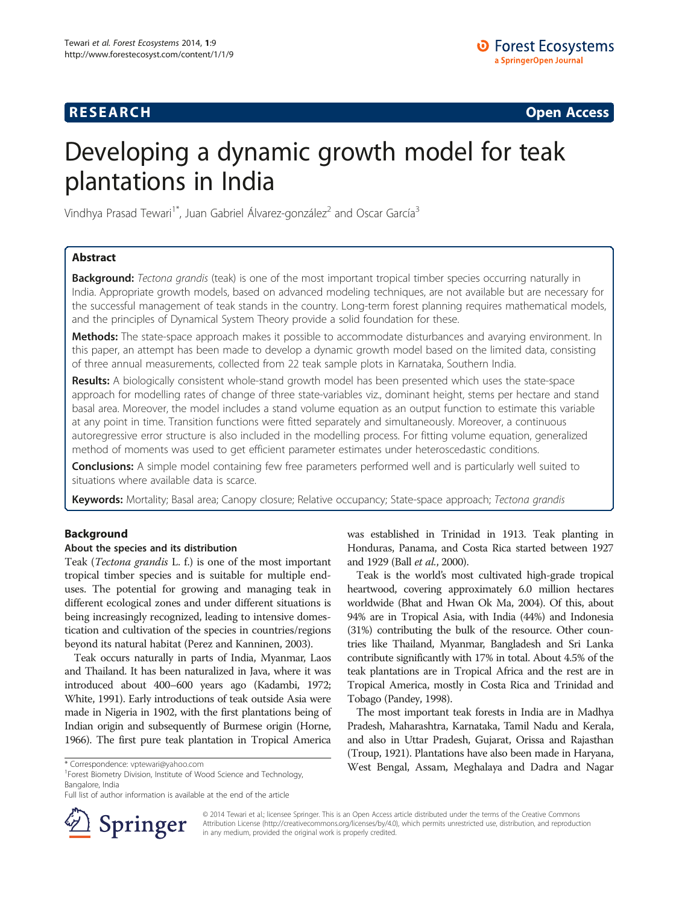# Developing a dynamic growth model for teak plantations in India

Vindhya Prasad Tewari[1*], Juan Gabriel Álvarez-gonzález[2] and Oscar García[3]

## Abstract

**Background:** *Tectona grandis* (teak) is one of the most important tropical timber species occurring naturally in India. Appropriate growth models, based on advanced modeling techniques, are not available but are necessary for the successful management of teak stands in the country. Long-term forest planning requires mathematical models, and the principles of Dynamical System Theory provide a solid foundation for these.

**Methods:** The state-space approach makes it possible to accommodate disturbances and avarying environment. In this paper, an attempt has been made to develop a dynamic growth model based on the limited data, consisting of three annual measurements, collected from 22 teak sample plots in Karnataka, Southern India.

**Results:** A biologically consistent whole-stand growth model has been presented which uses the state-space approach for modelling rates of change of three state-variables viz., dominant height, stems per hectare and stand basal area. Moreover, the model includes a stand volume equation as an output function to estimate this variable at any point in time. Transition functions were fitted separately and simultaneously. Moreover, a continuous autoregressive error structure is also included in the modelling process. For fitting volume equation, generalized method of moments was used to get efficient parameter estimates under heteroscedastic conditions.

**Conclusions:** A simple model containing few free parameters performed well and is particularly well suited to situations where available data is scarce.

**Keywords:** Mortality; Basal area; Canopy closure; Relative occupancy; State-space approach; *Tectona grandis*

## Background

### About the species and its distribution

Teak (*Tectona grandis* L. f.) is one of the most important tropical timber species and is suitable for multiple end-uses. The potential for growing and managing teak in different ecological zones and under different situations is being increasingly recognized, leading to intensive domestication and cultivation of the species in countries/regions beyond its natural habitat (Perez and Kanninen, 2003).

Teak occurs naturally in parts of India, Myanmar, Laos and Thailand. It has been naturalized in Java, where it was introduced about 400–600 years ago (Kadambi, 1972; White, 1991). Early introductions of teak outside Asia were made in Nigeria in 1902, with the first plantations being of Indian origin and subsequently of Burmese origin (Horne, 1966). The first pure teak plantation in Tropical America was established in Trinidad in 1913. Teak planting in Honduras, Panama, and Costa Rica started between 1927 and 1929 (Ball *et al.*, 2000).

Teak is the world's most cultivated high-grade tropical heartwood, covering approximately 6.0 million hectares worldwide (Bhat and Hwan Ok Ma, 2004). Of this, about 94% are in Tropical Asia, with India (44%) and Indonesia (31%) contributing the bulk of the resource. Other countries like Thailand, Myanmar, Bangladesh and Sri Lanka contribute significantly with 17% in total. About 4.5% of the teak plantations are in Tropical Africa and the rest are in Tropical America, mostly in Costa Rica and Trinidad and Tobago (Pandey, 1998).

The most important teak forests in India are in Madhya Pradesh, Maharashtra, Karnataka, Tamil Nadu and Kerala, and also in Uttar Pradesh, Gujarat, Orissa and Rajasthan (Troup, 1921). Plantations have also been made in Haryana, West Bengal, Assam, Meghalaya and Dadra and Nagar

\* Correspondence: vptewari@yahoo.com
[1]Forest Biometry Division, Institute of Wood Science and Technology, Bangalore, India
Full list of author information is available at the end of the article

© 2014 Tewari et al.; licensee Springer. This is an Open Access article distributed under the terms of the Creative Commons Attribution License (http://creativecommons.org/licenses/by/4.0), which permits unrestricted use, distribution, and reproduction in any medium, provided the original work is properly credited.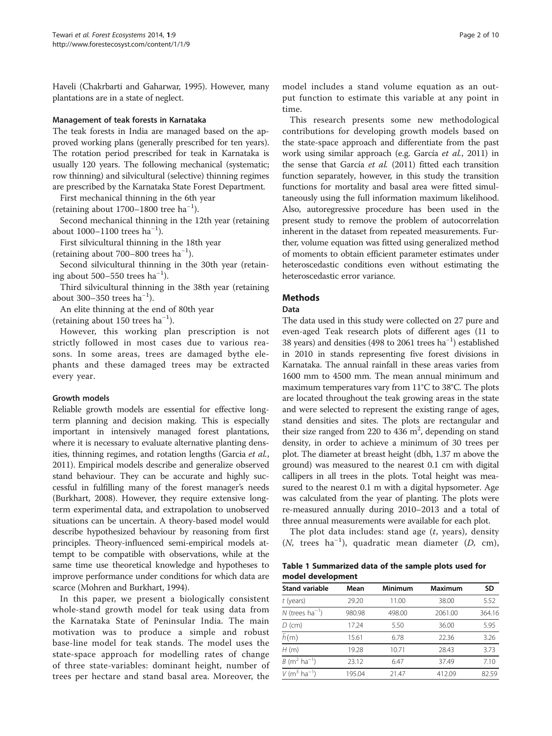Haveli (Chakrbarti and Gaharwar, 1995). However, many plantations are in a state of neglect.

### Management of teak forests in Karnataka

The teak forests in India are managed based on the approved working plans (generally prescribed for ten years). The rotation period prescribed for teak in Karnataka is usually 120 years. The following mechanical (systematic; row thinning) and silvicultural (selective) thinning regimes are prescribed by the Karnataka State Forest Department.

First mechanical thinning in the 6th year (retaining about 1700–1800 tree ha$^{-1}$).

Second mechanical thinning in the 12th year (retaining about 1000–1100 trees ha$^{-1}$).

First silvicultural thinning in the 18th year (retaining about 700–800 trees ha$^{-1}$).

Second silvicultural thinning in the 30th year (retaining about 500–550 trees ha$^{-1}$).

Third silvicultural thinning in the 38th year (retaining about 300–350 trees ha$^{-1}$).

An elite thinning at the end of 80th year (retaining about 150 trees ha$^{-1}$).

However, this working plan prescription is not strictly followed in most cases due to various reasons. In some areas, trees are damaged bythe elephants and these damaged trees may be extracted every year.

### Growth models

Reliable growth models are essential for effective long-term planning and decision making. This is especially important in intensively managed forest plantations, where it is necessary to evaluate alternative planting densities, thinning regimes, and rotation lengths (Garcia *et al.*, 2011). Empirical models describe and generalize observed stand behaviour. They can be accurate and highly successful in fulfilling many of the forest manager's needs (Burkhart, 2008). However, they require extensive long-term experimental data, and extrapolation to unobserved situations can be uncertain. A theory-based model would describe hypothesized behaviour by reasoning from first principles. Theory-influenced semi-empirical models attempt to be compatible with observations, while at the same time use theoretical knowledge and hypotheses to improve performance under conditions for which data are scarce (Mohren and Burkhart, 1994).

In this paper, we present a biologically consistent whole-stand growth model for teak using data from the Karnataka State of Peninsular India. The main motivation was to produce a simple and robust base-line model for teak stands. The model uses the state-space approach for modelling rates of change of three state-variables: dominant height, number of trees per hectare and stand basal area. Moreover, the model includes a stand volume equation as an output function to estimate this variable at any point in time.

This research presents some new methodological contributions for developing growth models based on the state-space approach and differentiate from the past work using similar approach (e.g. García *et al.*, 2011) in the sense that García *et al.* (2011) fitted each transition function separately, however, in this study the transition functions for mortality and basal area were fitted simultaneously using the full information maximum likelihood. Also, autoregressive procedure has been used in the present study to remove the problem of autocorrelation inherent in the dataset from repeated measurements. Further, volume equation was fitted using generalized method of moments to obtain efficient parameter estimates under heteroscedastic conditions even without estimating the heteroscedastic error variance.

## Methods

### Data

The data used in this study were collected on 27 pure and even-aged Teak research plots of different ages (11 to 38 years) and densities (498 to 2061 trees ha$^{-1}$) established in 2010 in stands representing five forest divisions in Karnataka. The annual rainfall in these areas varies from 1600 mm to 4500 mm. The mean annual minimum and maximum temperatures vary from 11°C to 38°C. The plots are located throughout the teak growing areas in the state and were selected to represent the existing range of ages, stand densities and sites. The plots are rectangular and their size ranged from 220 to 436 m$^2$, depending on stand density, in order to achieve a minimum of 30 trees per plot. The diameter at breast height (dbh, 1.37 m above the ground) was measured to the nearest 0.1 cm with digital callipers in all trees in the plots. Total height was measured to the nearest 0.1 m with a digital hypsometer. Age was calculated from the year of planting. The plots were re-measured annually during 2010–2013 and a total of three annual measurements were available for each plot.

The plot data includes: stand age ($t$, years), density ($N$, trees ha$^{-1}$), quadratic mean diameter ($D$, cm),

**Table 1 Summarized data of the sample plots used for model development**

| Stand variable | Mean | Minimum | Maximum | SD |
|---|---|---|---|---|
| $t$ (years) | 29.20 | 11.00 | 38.00 | 5.52 |
| $N$ (trees ha$^{-1}$) | 980.98 | 498.00 | 2061.00 | 364.16 |
| $D$ (cm) | 17.24 | 5.50 | 36.00 | 5.95 |
| $\bar{h}$(m) | 15.61 | 6.78 | 22.36 | 3.26 |
| $H$ (m) | 19.28 | 10.71 | 28.43 | 3.73 |
| $B$ (m$^2$ ha$^{-1}$) | 23.12 | 6.47 | 37.49 | 7.10 |
| $V$ (m$^3$ ha$^{-1}$) | 195.04 | 21.47 | 412.09 | 82.59 |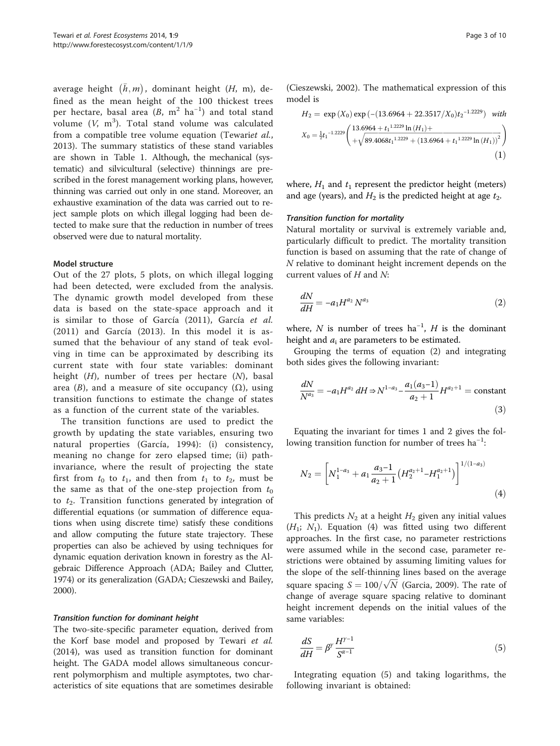average height $(\bar{h}, m)$, dominant height ($H$, m), defined as the mean height of the 100 thickest trees per hectare, basal area ($B$, $m^2\ ha^{-1}$) and total stand volume ($V$, $m^3$). Total stand volume was calculated from a compatible tree volume equation (Tewariet *al.*, 2013). The summary statistics of these stand variables are shown in Table 1. Although, the mechanical (systematic) and silvicultural (selective) thinnings are prescribed in the forest management working plans, however, thinning was carried out only in one stand. Moreover, an exhaustive examination of the data was carried out to reject sample plots on which illegal logging had been detected to make sure that the reduction in number of trees observed were due to natural mortality.

#### Model structure

Out of the 27 plots, 5 plots, on which illegal logging had been detected, were excluded from the analysis. The dynamic growth model developed from these data is based on the state-space approach and it is similar to those of García (2011), García *et al.* (2011) and García (2013). In this model it is assumed that the behaviour of any stand of teak evolving in time can be approximated by describing its current state with four state variables: dominant height ($H$), number of trees per hectare ($N$), basal area ($B$), and a measure of site occupancy ($\Omega$), using transition functions to estimate the change of states as a function of the current state of the variables.

The transition functions are used to predict the growth by updating the state variables, ensuring two natural properties (García, 1994): (i) consistency, meaning no change for zero elapsed time; (ii) path-invariance, where the result of projecting the state first from $t_0$ to $t_1$, and then from $t_1$ to $t_2$, must be the same as that of the one-step projection from $t_0$ to $t_2$. Transition functions generated by integration of differential equations (or summation of difference equations when using discrete time) satisfy these conditions and allow computing the future state trajectory. These properties can also be achieved by using techniques for dynamic equation derivation known in forestry as the Algebraic Difference Approach (ADA; Bailey and Clutter, 1974) or its generalization (GADA; Cieszewski and Bailey, 2000).

##### *Transition function for dominant height*

The two-site-specific parameter equation, derived from the Korf base model and proposed by Tewari *et al.* (2014), was used as transition function for dominant height. The GADA model allows simultaneous concurrent polymorphism and multiple asymptotes, two characteristics of site equations that are sometimes desirable (Cieszewski, 2002). The mathematical expression of this model is

$$H_2 = \exp(X_0)\exp\left(-(13.6964 + 22.3517/X_0)t_2^{-1.2229}\right) \quad with$$
$$X_0 = \frac{1}{2}t_1^{-1.2229}\left(\begin{array}{l} 13.6964 + t_1^{1.2229}\ln(H_1) + \\ +\sqrt{89.4068t_1^{1.2229} + \left(13.6964 + t_1^{1.2229}\ln(H_1)\right)^2} \end{array}\right) \tag{1}$$

where, $H_1$ and $t_1$ represent the predictor height (meters) and age (years), and $H_2$ is the predicted height at age $t_2$.

##### *Transition function for mortality*

Natural mortality or survival is extremely variable and, particularly difficult to predict. The mortality transition function is based on assuming that the rate of change of $N$ relative to dominant height increment depends on the current values of $H$ and $N$:

$$\frac{dN}{dH} = -a_1 H^{a_2} N^{a_3} \tag{2}$$

where, $N$ is number of trees $ha^{-1}$, $H$ is the dominant height and $a_i$ are parameters to be estimated.

Grouping the terms of equation (2) and integrating both sides gives the following invariant:

$$\frac{dN}{N^{a_3}} = -a_1 H^{a_2}\, dH \Rightarrow N^{1-a_3} - \frac{a_1(a_3-1)}{a_2+1}H^{a_2+1} = \text{constant} \tag{3}$$

Equating the invariant for times 1 and 2 gives the following transition function for number of trees $ha^{-1}$:

$$N_2 = \left[N_1^{1-a_3} + a_1\frac{a_3-1}{a_2+1}\left(H_2^{a_2+1} - H_1^{a_2+1}\right)\right]^{1/(1-a_3)} \tag{4}$$

This predicts $N_2$ at a height $H_2$ given any initial values ($H_1$; $N_1$). Equation (4) was fitted using two different approaches. In the first case, no parameter restrictions were assumed while in the second case, parameter restrictions were obtained by assuming limiting values for the slope of the self-thinning lines based on the average square spacing $S = 100/\sqrt{N}$ (Garcia, 2009). The rate of change of average square spacing relative to dominant height increment depends on the initial values of the same variables:

$$\frac{dS}{dH} = \beta^{\gamma}\frac{H^{\gamma-1}}{S^{\alpha-1}} \tag{5}$$

Integrating equation (5) and taking logarithms, the following invariant is obtained: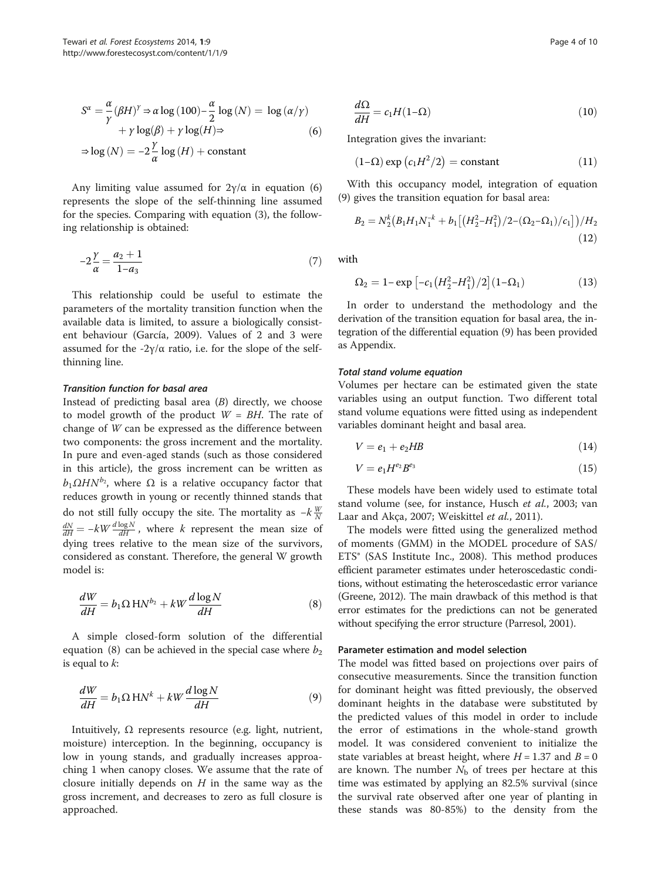$$S^{\alpha} = \frac{\alpha}{\gamma}(\beta H)^{\gamma} \Rightarrow \alpha \log(100) - \frac{\alpha}{2}\log(N) = \log(\alpha/\gamma) + \gamma\log(\beta) + \gamma\log(H) \Rightarrow$$
$$\Rightarrow \log(N) = -2\frac{\gamma}{\alpha}\log(H) + \text{constant} \tag{6}$$

Any limiting value assumed for 2γ/α in equation (6) represents the slope of the self-thinning line assumed for the species. Comparing with equation (3), the following relationship is obtained:

$$-2\frac{\gamma}{\alpha} = \frac{a_2 + 1}{1 - a_3} \tag{7}$$

This relationship could be useful to estimate the parameters of the mortality transition function when the available data is limited, to assure a biologically consistent behaviour (García, 2009). Values of 2 and 3 were assumed for the -2γ/α ratio, i.e. for the slope of the self-thinning line.

#### *Transition function for basal area*

Instead of predicting basal area ($B$) directly, we choose to model growth of the product $W = BH$. The rate of change of $W$ can be expressed as the difference between two components: the gross increment and the mortality. In pure and even-aged stands (such as those considered in this article), the gross increment can be written as $b_1 \Omega H N^{b_2}$, where Ω is a relative occupancy factor that reduces growth in young or recently thinned stands that do not still fully occupy the site. The mortality as $-k\frac{W}{N}\frac{dN}{dH} = -kW\frac{d\log N}{dH}$, where $k$ represent the mean size of dying trees relative to the mean size of the survivors, considered as constant. Therefore, the general W growth model is:

$$\frac{dW}{dH} = b_1 \Omega \, HN^{b_2} + kW\frac{d\log N}{dH} \tag{8}$$

A simple closed-form solution of the differential equation (8) can be achieved in the special case where $b_2$ is equal to $k$:

$$\frac{dW}{dH} = b_1 \Omega \, HN^{k} + kW\frac{d\log N}{dH} \tag{9}$$

Intuitively, Ω represents resource (e.g. light, nutrient, moisture) interception. In the beginning, occupancy is low in young stands, and gradually increases approaching 1 when canopy closes. We assume that the rate of closure initially depends on $H$ in the same way as the gross increment, and decreases to zero as full closure is approached.

$$\frac{d\Omega}{dH} = c_1 H(1 - \Omega) \tag{10}$$

Integration gives the invariant:

$$(1 - \Omega)\exp\left(c_1 H^2/2\right) = \text{constant} \tag{11}$$

With this occupancy model, integration of equation (9) gives the transition equation for basal area:

$$B_2 = N_2^k\left(B_1 H_1 N_1^{-k} + b_1\left[\left(H_2^2 - H_1^2\right)/2 - (\Omega_2 - \Omega_1)/c_1\right]\right)/H_2 \tag{12}$$

with

$$\Omega_2 = 1 - \exp\left[-c_1\left(H_2^2 - H_1^2\right)/2\right](1 - \Omega_1) \tag{13}$$

In order to understand the methodology and the derivation of the transition equation for basal area, the integration of the differential equation (9) has been provided as Appendix.

#### *Total stand volume equation*

Volumes per hectare can be estimated given the state variables using an output function. Two different total stand volume equations were fitted using as independent variables dominant height and basal area.

$$V = e_1 + e_2 HB \tag{14}$$

$$V = e_1 H^{e_2} B^{e_3} \tag{15}$$

These models have been widely used to estimate total stand volume (see, for instance, Husch *et al.*, 2003; van Laar and Akça, 2007; Weiskittel *et al.*, 2011).

The models were fitted using the generalized method of moments (GMM) in the MODEL procedure of SAS/ETS® (SAS Institute Inc., 2008). This method produces efficient parameter estimates under heteroscedastic conditions, without estimating the heteroscedastic error variance (Greene, 2012). The main drawback of this method is that error estimates for the predictions can not be generated without specifying the error structure (Parresol, 2001).

### Parameter estimation and model selection

The model was fitted based on projections over pairs of consecutive measurements. Since the transition function for dominant height was fitted previously, the observed dominant heights in the database were substituted by the predicted values of this model in order to include the error of estimations in the whole-stand growth model. It was considered convenient to initialize the state variables at breast height, where $H = 1.37$ and $B = 0$ are known. The number $N_b$ of trees per hectare at this time was estimated by applying an 82.5% survival (since the survival rate observed after one year of planting in these stands was 80-85%) to the density from the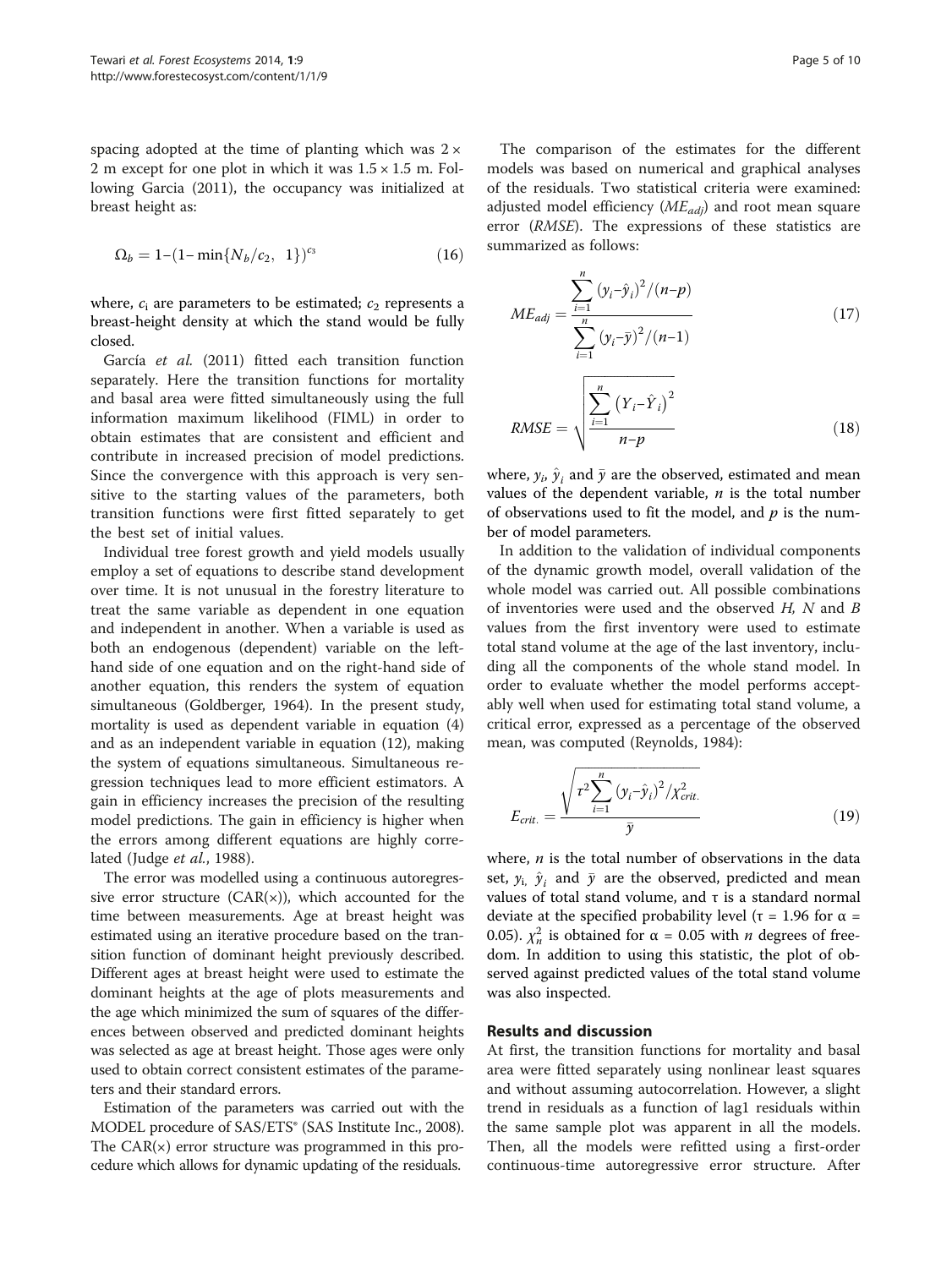spacing adopted at the time of planting which was 2 × 2 m except for one plot in which it was 1.5 × 1.5 m. Following Garcia (2011), the occupancy was initialized at breast height as:

$$\Omega_b = 1-(1-\min\{N_b/c_2,\ 1\})^{c_3} \tag{16}$$

where, $c_i$ are parameters to be estimated; $c_2$ represents a breast-height density at which the stand would be fully closed.

García *et al.* (2011) fitted each transition function separately. Here the transition functions for mortality and basal area were fitted simultaneously using the full information maximum likelihood (FIML) in order to obtain estimates that are consistent and efficient and contribute in increased precision of model predictions. Since the convergence with this approach is very sensitive to the starting values of the parameters, both transition functions were first fitted separately to get the best set of initial values.

Individual tree forest growth and yield models usually employ a set of equations to describe stand development over time. It is not unusual in the forestry literature to treat the same variable as dependent in one equation and independent in another. When a variable is used as both an endogenous (dependent) variable on the left-hand side of one equation and on the right-hand side of another equation, this renders the system of equation simultaneous (Goldberger, 1964). In the present study, mortality is used as dependent variable in equation (4) and as an independent variable in equation (12), making the system of equations simultaneous. Simultaneous regression techniques lead to more efficient estimators. A gain in efficiency increases the precision of the resulting model predictions. The gain in efficiency is higher when the errors among different equations are highly correlated (Judge *et al.*, 1988).

The error was modelled using a continuous autoregressive error structure (CAR(×)), which accounted for the time between measurements. Age at breast height was estimated using an iterative procedure based on the transition function of dominant height previously described. Different ages at breast height were used to estimate the dominant heights at the age of plots measurements and the age which minimized the sum of squares of the differences between observed and predicted dominant heights was selected as age at breast height. Those ages were only used to obtain correct consistent estimates of the parameters and their standard errors.

Estimation of the parameters was carried out with the MODEL procedure of SAS/ETS® (SAS Institute Inc., 2008). The CAR(×) error structure was programmed in this procedure which allows for dynamic updating of the residuals.

The comparison of the estimates for the different models was based on numerical and graphical analyses of the residuals. Two statistical criteria were examined: adjusted model efficiency ($ME_{adj}$) and root mean square error (*RMSE*). The expressions of these statistics are summarized as follows:

$$ME_{adj} = \frac{\sum_{i=1}^{n} (y_i-\hat{y}_i)^2/(n-p)}{\sum_{i=1}^{n} (y_i-\bar{y})^2/(n-1)} \tag{17}$$

$$RMSE = \sqrt{\frac{\sum_{i=1}^{n} \left(Y_i-\hat{Y}_i\right)^2}{n-p}} \tag{18}$$

where, $y_i$, $\hat{y}_i$ and $\bar{y}$ are the observed, estimated and mean values of the dependent variable, $n$ is the total number of observations used to fit the model, and $p$ is the number of model parameters.

In addition to the validation of individual components of the dynamic growth model, overall validation of the whole model was carried out. All possible combinations of inventories were used and the observed $H$, $N$ and $B$ values from the first inventory were used to estimate total stand volume at the age of the last inventory, including all the components of the whole stand model. In order to evaluate whether the model performs acceptably well when used for estimating total stand volume, a critical error, expressed as a percentage of the observed mean, was computed (Reynolds, 1984):

$$E_{crit.} = \frac{\sqrt{\tau^2 \sum_{i=1}^{n} (y_i-\hat{y}_i)^2/\chi^2_{crit.}}}{\bar{y}} \tag{19}$$

where, $n$ is the total number of observations in the data set, $y_i$, $\hat{y}_i$ and $\bar{y}$ are the observed, predicted and mean values of total stand volume, and τ is a standard normal deviate at the specified probability level (τ = 1.96 for α = 0.05). $\chi^2_n$ is obtained for α = 0.05 with $n$ degrees of freedom. In addition to using this statistic, the plot of observed against predicted values of the total stand volume was also inspected.

## Results and discussion

At first, the transition functions for mortality and basal area were fitted separately using nonlinear least squares and without assuming autocorrelation. However, a slight trend in residuals as a function of lag1 residuals within the same sample plot was apparent in all the models. Then, all the models were refitted using a first-order continuous-time autoregressive error structure. After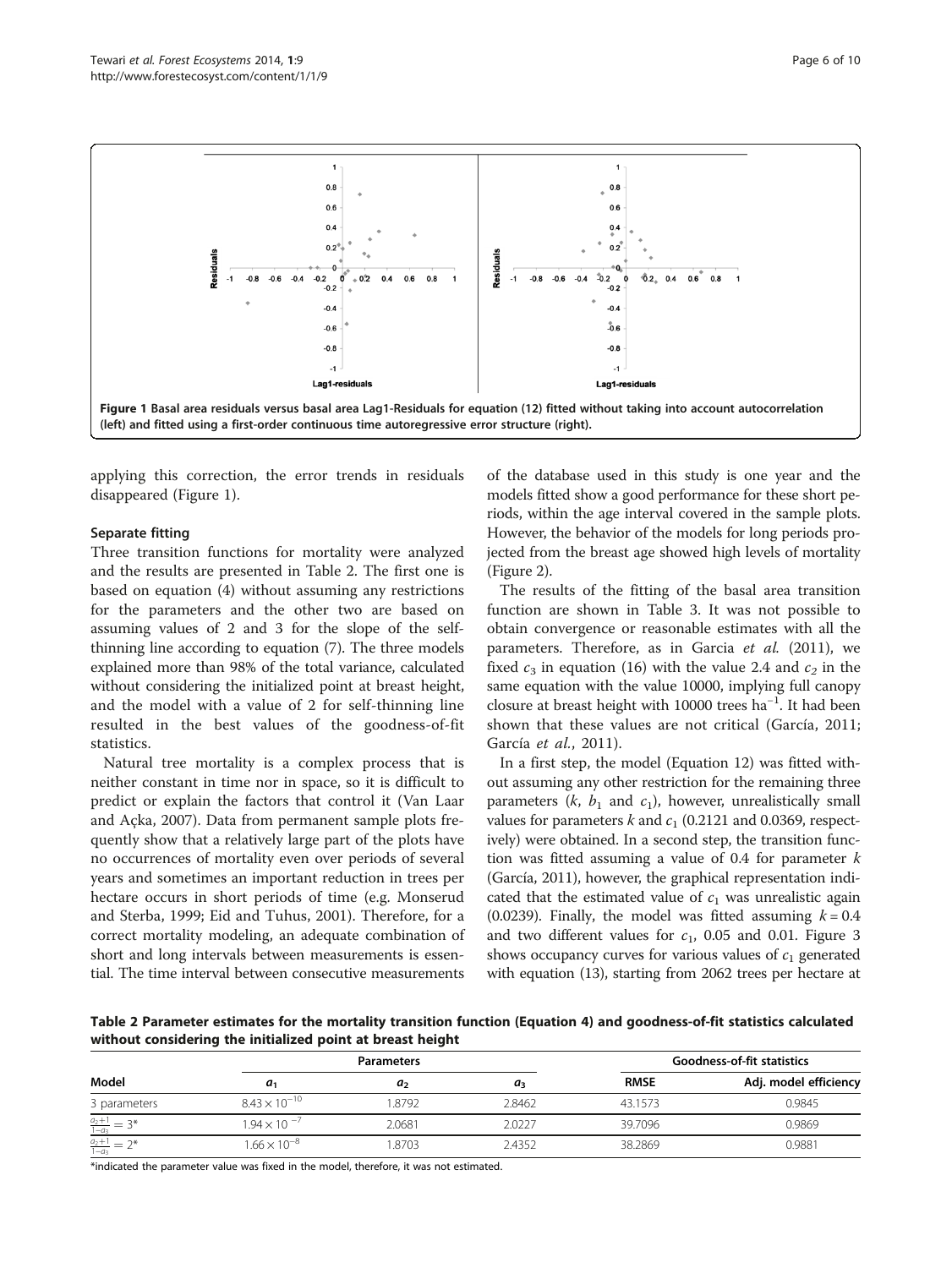Figure 1 Basal area residuals versus basal area Lag1-Residuals for equation (12) fitted without taking into account autocorrelation (left) and fitted using a first-order continuous time autoregressive error structure (right).

applying this correction, the error trends in residuals disappeared (Figure 1).

### Separate fitting

Three transition functions for mortality were analyzed and the results are presented in Table 2. The first one is based on equation (4) without assuming any restrictions for the parameters and the other two are based on assuming values of 2 and 3 for the slope of the self-thinning line according to equation (7). The three models explained more than 98% of the total variance, calculated without considering the initialized point at breast height, and the model with a value of 2 for self-thinning line resulted in the best values of the goodness-of-fit statistics.

Natural tree mortality is a complex process that is neither constant in time nor in space, so it is difficult to predict or explain the factors that control it (Van Laar and Açka, 2007). Data from permanent sample plots frequently show that a relatively large part of the plots have no occurrences of mortality even over periods of several years and sometimes an important reduction in trees per hectare occurs in short periods of time (e.g. Monserud and Sterba, 1999; Eid and Tuhus, 2001). Therefore, for a correct mortality modeling, an adequate combination of short and long intervals between measurements is essential. The time interval between consecutive measurements of the database used in this study is one year and the models fitted show a good performance for these short periods, within the age interval covered in the sample plots. However, the behavior of the models for long periods projected from the breast age showed high levels of mortality (Figure 2).

The results of the fitting of the basal area transition function are shown in Table 3. It was not possible to obtain convergence or reasonable estimates with all the parameters. Therefore, as in Garcia *et al.* (2011), we fixed $c_3$ in equation (16) with the value 2.4 and $c_2$ in the same equation with the value 10000, implying full canopy closure at breast height with 10000 trees $ha^{-1}$. It had been shown that these values are not critical (García, 2011; García *et al.*, 2011).

In a first step, the model (Equation 12) was fitted without assuming any other restriction for the remaining three parameters ($k$, $b_1$ and $c_1$), however, unrealistically small values for parameters $k$ and $c_1$ (0.2121 and 0.0369, respectively) were obtained. In a second step, the transition function was fitted assuming a value of 0.4 for parameter $k$ (García, 2011), however, the graphical representation indicated that the estimated value of $c_1$ was unrealistic again (0.0239). Finally, the model was fitted assuming $k = 0.4$ and two different values for $c_1$, 0.05 and 0.01. Figure 3 shows occupancy curves for various values of $c_1$ generated with equation (13), starting from 2062 trees per hectare at

**Table 2 Parameter estimates for the mortality transition function (Equation 4) and goodness-of-fit statistics calculated without considering the initialized point at breast height**

| Model | Parameters | | | Goodness-of-fit statistics | |
|---|---|---|---|---|---|
| | $a_1$ | $a_2$ | $a_3$ | RMSE | Adj. model efficiency |
| 3 parameters | $8.43 \times 10^{-10}$ | 1.8792 | 2.8462 | 43.1573 | 0.9845 |
| $\frac{a_2+1}{1-a_3} = 3^*$ | $1.94 \times 10^{-7}$ | 2.0681 | 2.0227 | 39.7096 | 0.9869 |
| $\frac{a_2+1}{1-a_3} = 2^*$ | $1.66 \times 10^{-8}$ | 1.8703 | 2.4352 | 38.2869 | 0.9881 |

*indicated the parameter value was fixed in the model, therefore, it was not estimated.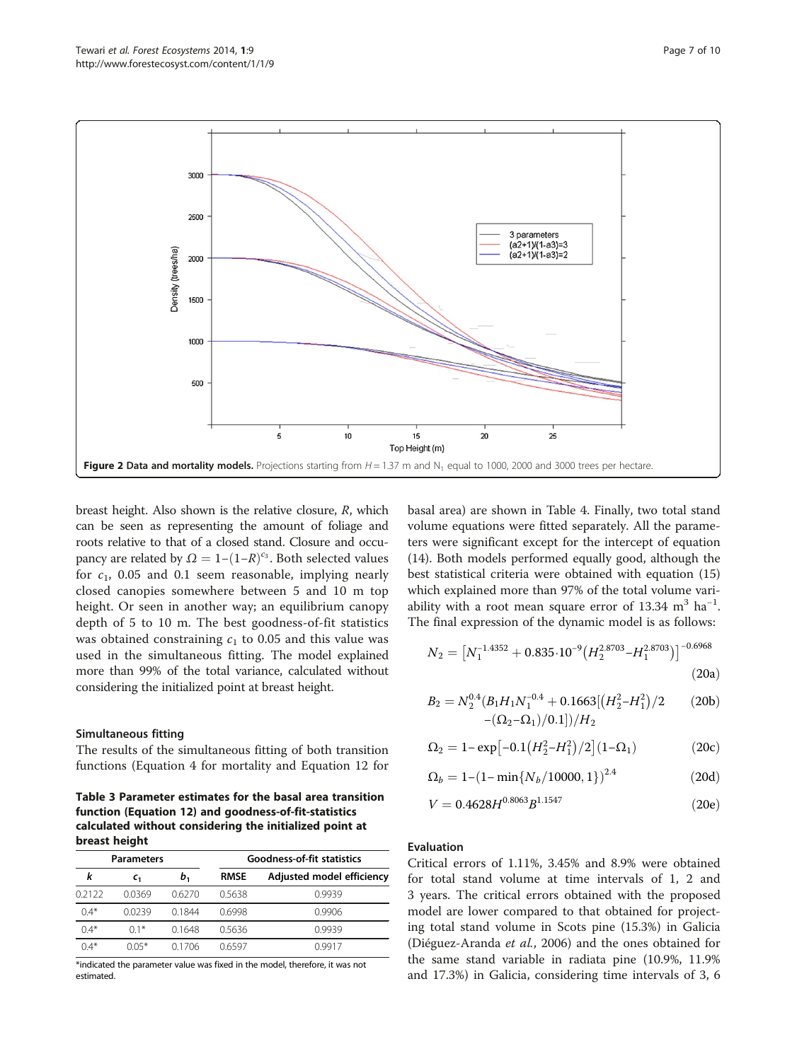**Figure 2 Data and mortality models.** Projections starting from $H = 1.37$ m and $N_1$ equal to 1000, 2000 and 3000 trees per hectare.

breast height. Also shown is the relative closure, $R$, which can be seen as representing the amount of foliage and roots relative to that of a closed stand. Closure and occupancy are related by $\Omega = 1-(1-R)^{c_3}$. Both selected values for $c_1$, 0.05 and 0.1 seem reasonable, implying nearly closed canopies somewhere between 5 and 10 m top height. Or seen in another way; an equilibrium canopy depth of 5 to 10 m. The best goodness-of-fit statistics was obtained constraining $c_1$ to 0.05 and this value was used in the simultaneous fitting. The model explained more than 99% of the total variance, calculated without considering the initialized point at breast height.

### Simultaneous fitting

The results of the simultaneous fitting of both transition functions (Equation 4 for mortality and Equation 12 for basal area) are shown in Table 4. Finally, two total stand volume equations were fitted separately. All the parameters were significant except for the intercept of equation (14). Both models performed equally good, although the best statistical criteria were obtained with equation (15) which explained more than 97% of the total volume variability with a root mean square error of 13.34 $m^3$ $ha^{-1}$. The final expression of the dynamic model is as follows:

**Table 3 Parameter estimates for the basal area transition function (Equation 12) and goodness-of-fit-statistics calculated without considering the initialized point at breast height**

| Parameters | | | Goodness-of-fit statistics | |
|---|---|---|---|---|
| $k$ | $c_1$ | $b_1$ | RMSE | Adjusted model efficiency |
| 0.2122 | 0.0369 | 0.6270 | 0.5638 | 0.9939 |
| 0.4* | 0.0239 | 0.1844 | 0.6998 | 0.9906 |
| 0.4* | 0.1* | 0.1648 | 0.5636 | 0.9939 |
| 0.4* | 0.05* | 0.1706 | 0.6597 | 0.9917 |

*indicated the parameter value was fixed in the model, therefore, it was not estimated.

$$N_2 = \left[N_1^{-1.4352} + 0.835 \cdot 10^{-9}\left(H_2^{2.8703} - H_1^{2.8703}\right)\right]^{-0.6968} \tag{20a}$$

$$B_2 = N_2^{0.4}\left(B_1 H_1 N_1^{-0.4} + 0.1663\left[\left(H_2^2 - H_1^2\right)/2 - (\Omega_2 - \Omega_1)/0.1\right]\right)/H_2 \tag{20b}$$

$$\Omega_2 = 1 - \exp\left[-0.1\left(H_2^2 - H_1^2\right)/2\right](1 - \Omega_1) \tag{20c}$$

$$\Omega_b = 1 - \left(1 - \min\{N_b/10000, 1\}\right)^{2.4} \tag{20d}$$

$$V = 0.4628 H^{0.8063} B^{1.1547} \tag{20e}$$

### Evaluation

Critical errors of 1.11%, 3.45% and 8.9% were obtained for total stand volume at time intervals of 1, 2 and 3 years. The critical errors obtained with the proposed model are lower compared to that obtained for projecting total stand volume in Scots pine (15.3%) in Galicia (Diéguez-Aranda *et al.*, 2006) and the ones obtained for the same stand variable in radiata pine (10.9%, 11.9% and 17.3%) in Galicia, considering time intervals of 3, 6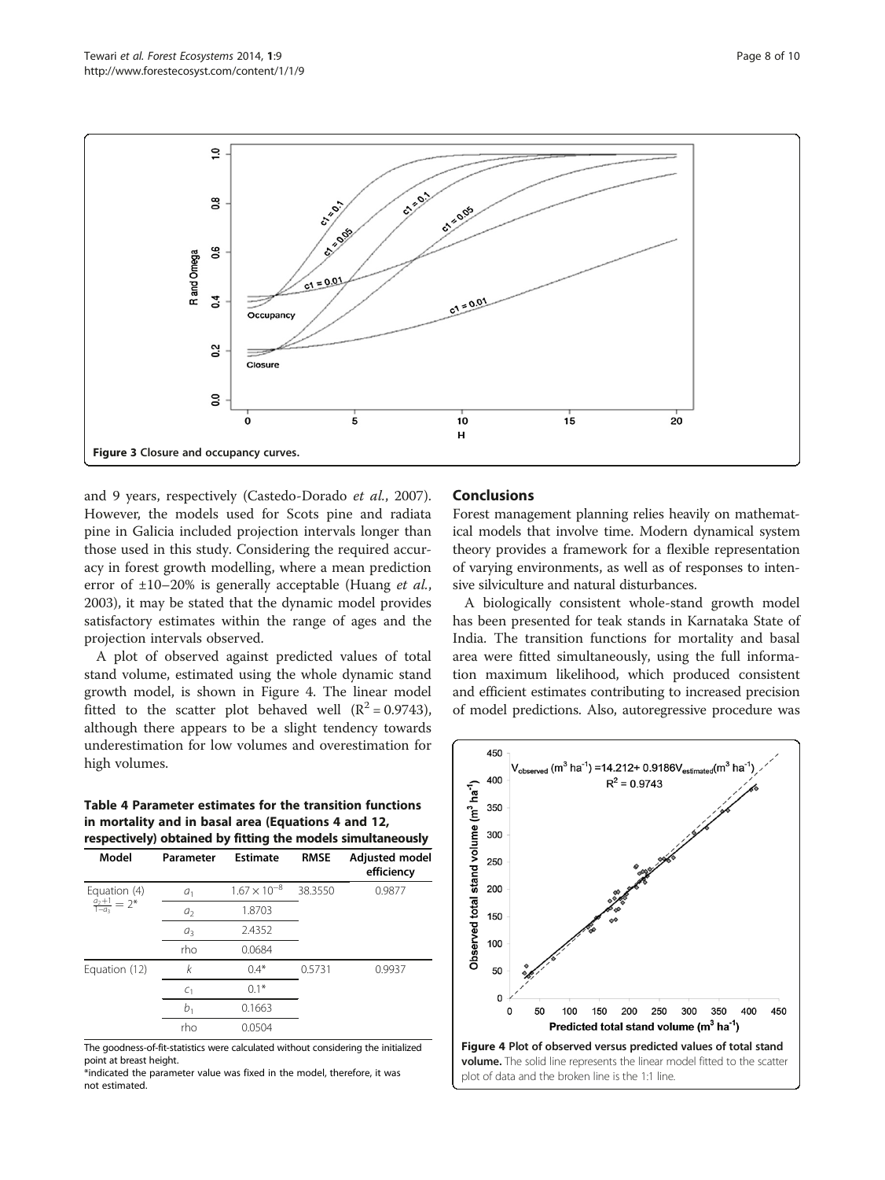Figure 3 Closure and occupancy curves.

and 9 years, respectively (Castedo-Dorado *et al.*, 2007). However, the models used for Scots pine and radiata pine in Galicia included projection intervals longer than those used in this study. Considering the required accuracy in forest growth modelling, where a mean prediction error of ±10–20% is generally acceptable (Huang *et al.*, 2003), it may be stated that the dynamic model provides satisfactory estimates within the range of ages and the projection intervals observed.

A plot of observed against predicted values of total stand volume, estimated using the whole dynamic stand growth model, is shown in Figure 4. The linear model fitted to the scatter plot behaved well ($R^2 = 0.9743$), although there appears to be a slight tendency towards underestimation for low volumes and overestimation for high volumes.

**Table 4 Parameter estimates for the transition functions in mortality and in basal area (Equations 4 and 12, respectively) obtained by fitting the models simultaneously**

| Model | Parameter | Estimate | RMSE | Adjusted model efficiency |
|---|---|---|---|---|
| Equation (4) $\frac{a_2+1}{1-a_3} = 2^*$ | $a_1$ | $1.67 \times 10^{-8}$ | 38.3550 | 0.9877 |
| | $a_2$ | 1.8703 | | |
| | $a_3$ | 2.4352 | | |
| | rho | 0.0684 | | |
| Equation (12) | $k$ | 0.4* | 0.5731 | 0.9937 |
| | $c_1$ | 0.1* | | |
| | $b_1$ | 0.1663 | | |
| | rho | 0.0504 | | |

The goodness-of-fit-statistics were calculated without considering the initialized point at breast height.
*indicated the parameter value was fixed in the model, therefore, it was not estimated.

## Conclusions

Forest management planning relies heavily on mathematical models that involve time. Modern dynamical system theory provides a framework for a flexible representation of varying environments, as well as of responses to intensive silviculture and natural disturbances.

A biologically consistent whole-stand growth model has been presented for teak stands in Karnataka State of India. The transition functions for mortality and basal area were fitted simultaneously, using the full information maximum likelihood, which produced consistent and efficient estimates contributing to increased precision of model predictions. Also, autoregressive procedure was

**Figure 4 Plot of observed versus predicted values of total stand volume.** The solid line represents the linear model fitted to the scatter plot of data and the broken line is the 1:1 line.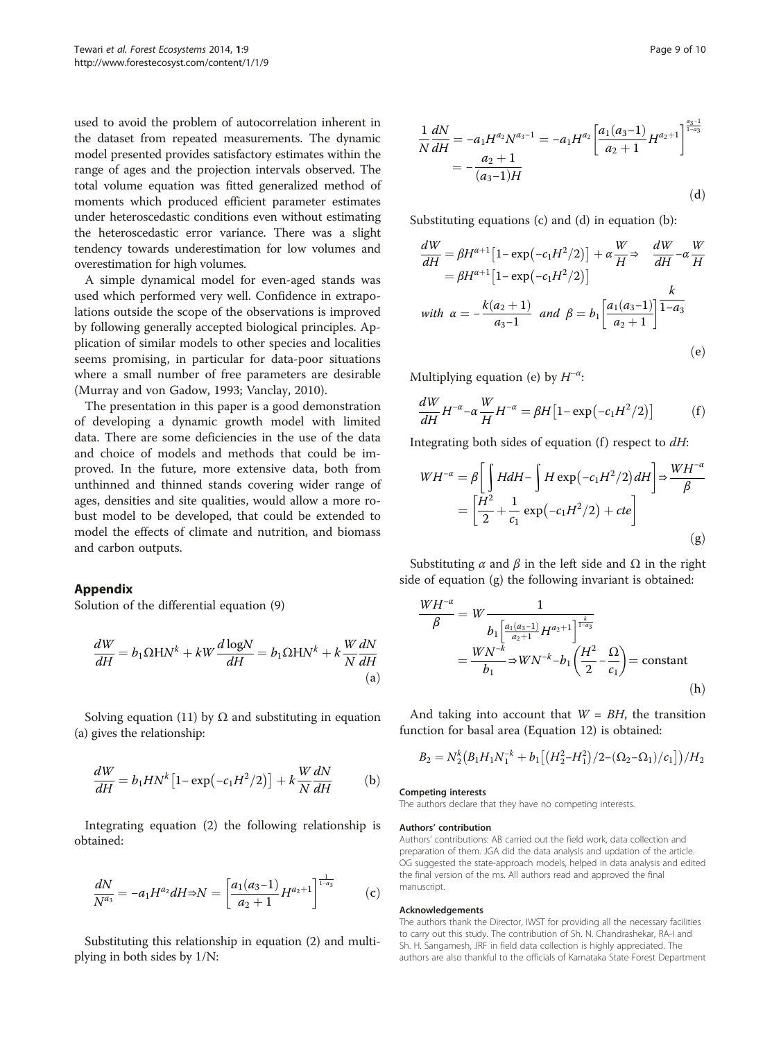used to avoid the problem of autocorrelation inherent in the dataset from repeated measurements. The dynamic model presented provides satisfactory estimates within the range of ages and the projection intervals observed. The total volume equation was fitted generalized method of moments which produced efficient parameter estimates under heteroscedastic conditions even without estimating the heteroscedastic error variance. There was a slight tendency towards underestimation for low volumes and overestimation for high volumes.

A simple dynamical model for even-aged stands was used which performed very well. Confidence in extrapolations outside the scope of the observations is improved by following generally accepted biological principles. Application of similar models to other species and localities seems promising, in particular for data-poor situations where a small number of free parameters are desirable (Murray and von Gadow, 1993; Vanclay, 2010).

The presentation in this paper is a good demonstration of developing a dynamic growth model with limited data. There are some deficiencies in the use of the data and choice of models and methods that could be improved. In the future, more extensive data, both from unthinned and thinned stands covering wider range of ages, densities and site qualities, would allow a more robust model to be developed, that could be extended to model the effects of climate and nutrition, and biomass and carbon outputs.

## Appendix

Solution of the differential equation (9)

$$\frac{dW}{dH} = b_1 \Omega H N^k + kW\frac{d\log N}{dH} = b_1 \Omega H N^k + k\frac{W}{N}\frac{dN}{dH} \tag{a}$$

Solving equation (11) by $\Omega$ and substituting in equation (a) gives the relationship:

$$\frac{dW}{dH} = b_1 H N^k\left[1-\exp\left(-c_1 H^2/2\right)\right] + k\frac{W}{N}\frac{dN}{dH} \tag{b}$$

Integrating equation (2) the following relationship is obtained:

$$\frac{dN}{N^{a_3}} = -a_1 H^{a_2} dH \Rightarrow N = \left[\frac{a_1(a_3-1)}{a_2+1}H^{a_2+1}\right]^{\frac{1}{1-a_3}} \tag{c}$$

Substituting this relationship in equation (2) and multiplying in both sides by 1/N:

$$\frac{1}{N}\frac{dN}{dH} = -a_1 H^{a_2} N^{a_3-1} = -a_1 H^{a_2}\left[\frac{a_1(a_3-1)}{a_2+1}H^{a_2+1}\right]^{\frac{a_3-1}{1-a_3}} = -\frac{a_2+1}{(a_3-1)H} \tag{d}$$

Substituting equations (c) and (d) in equation (b):

$$\frac{dW}{dH} = \beta H^{\alpha+1}\left[1-\exp\left(-c_1H^2/2\right)\right] + \alpha\frac{W}{H} \Rightarrow \quad \frac{dW}{dH} - \alpha\frac{W}{H} = \beta H^{\alpha+1}\left[1-\exp\left(-c_1H^2/2\right)\right]$$

$$\text{with } \alpha = -\frac{k(a_2+1)}{a_3-1} \text{ and } \beta = b_1\left[\frac{a_1(a_3-1)}{a_2+1}\right]^{\frac{k}{1-a_3}} \tag{e}$$

Multiplying equation (e) by $H^{-\alpha}$:

$$\frac{dW}{dH}H^{-\alpha} - \alpha\frac{W}{H}H^{-\alpha} = \beta H\left[1-\exp\left(-c_1H^2/2\right)\right] \tag{f}$$

Integrating both sides of equation (f) respect to $dH$:

$$WH^{-\alpha} = \beta\left[\int HdH - \int H\exp\left(-c_1H^2/2\right)dH\right] \Rightarrow \frac{WH^{-\alpha}}{\beta} = \left[\frac{H^2}{2} + \frac{1}{c_1}\exp\left(-c_1H^2/2\right) + cte\right] \tag{g}$$

Substituting $\alpha$ and $\beta$ in the left side and $\Omega$ in the right side of equation (g) the following invariant is obtained:

$$\frac{WH^{-\alpha}}{\beta} = W\frac{1}{b_1\left[\frac{a_1(a_3-1)}{a_2+1}H^{a_2+1}\right]^{\frac{k}{1-a_3}}} = \frac{WN^{-k}}{b_1} \Rightarrow WN^{-k} - b_1\left(\frac{H^2}{2} - \frac{\Omega}{c_1}\right) = \text{constant} \tag{h}$$

And taking into account that $W = BH$, the transition function for basal area (Equation 12) is obtained:

$$B_2 = N_2^k\left(B_1H_1N_1^{-k} + b_1\left[\left(H_2^2 - H_1^2\right)/2 - (\Omega_2 - \Omega_1)/c_1\right]\right)/H_2$$

#### Competing interests

The authors declare that they have no competing interests.

#### Authors' contribution

Authors' contributions: AB carried out the field work, data collection and preparation of them. JGA did the data analysis and updation of the article. OG suggested the state-approach models, helped in data analysis and edited the final version of the ms. All authors read and approved the final manuscript.

#### Acknowledgements

The authors thank the Director, IWST for providing all the necessary facilities to carry out this study. The contribution of Sh. N. Chandrashekar, RA-I and Sh. H. Sangamesh, JRF in field data collection is highly appreciated. The authors are also thankful to the officials of Karnataka State Forest Department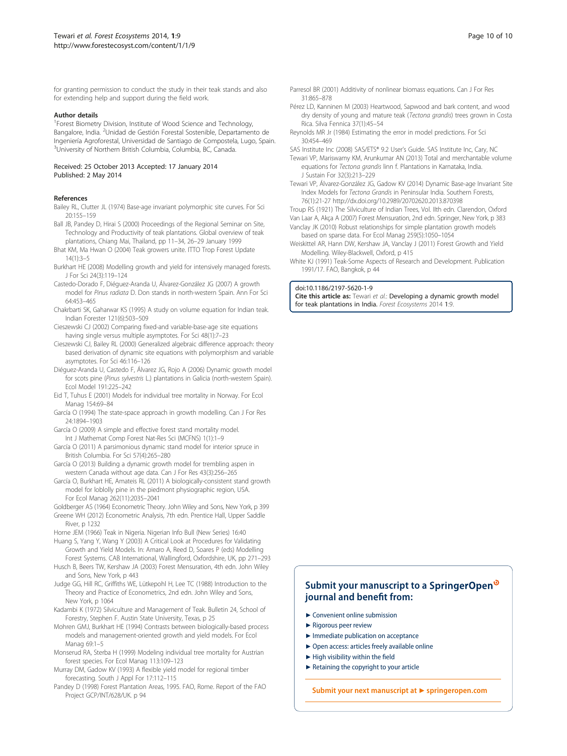for granting permission to conduct the study in their teak stands and also for extending help and support during the field work.

### Author details

[1]Forest Biometry Division, Institute of Wood Science and Technology, Bangalore, India. [2]Unidad de Gestión Forestal Sostenible, Departamento de Ingeniería Agroforestal, Universidad de Santiago de Compostela, Lugo, Spain. [3]University of Northern British Columbia, Columbia, BC, Canada.

Received: 25 October 2013 Accepted: 17 January 2014
Published: 2 May 2014

### References

Bailey RL, Clutter JL (1974) Base-age invariant polymorphic site curves. For Sci 20:155–159

Ball JB, Pandey D, Hirai S (2000) Proceedings of the Regional Seminar on Site, Technology and Productivity of teak plantations. Global overview of teak plantations, Chiang Mai, Thailand, pp 11–34, 26–29 January 1999

Bhat KM, Ma Hwan O (2004) Teak growers unite. ITTO Trop Forest Update 14(1):3–5

Burkhart HE (2008) Modelling growth and yield for intensively managed forests. J For Sci 24(3):119–124

Castedo-Dorado F, Diéguez-Aranda U, Álvarez-González JG (2007) A growth model for *Pinus radiata* D. Don stands in north-western Spain. Ann For Sci 64:453–465

Chakrbarti SK, Gaharwar KS (1995) A study on volume equation for Indian teak. Indian Forester 121(6):503–509

Cieszewski CJ (2002) Comparing fixed-and variable-base-age site equations having single versus multiple asymptotes. For Sci 48(1):7–23

Cieszewski CJ, Bailey RL (2000) Generalized algebraic difference approach: theory based derivation of dynamic site equations with polymorphism and variable asymptotes. For Sci 46:116–126

Diéguez-Aranda U, Castedo F, Álvarez JG, Rojo A (2006) Dynamic growth model for scots pine (*Pinus sylvestris* L.) plantations in Galicia (north-western Spain). Ecol Model 191:225–242

Eid T, Tuhus E (2001) Models for individual tree mortality in Norway. For Ecol Manag 154:69–84

García O (1994) The state-space approach in growth modelling. Can J For Res 24:1894–1903

García O (2009) A simple and effective forest stand mortality model. Int J Mathemat Comp Forest Nat-Res Sci (MCFNS) 1(1):1–9

García O (2011) A parsimonious dynamic stand model for interior spruce in British Columbia. For Sci 57(4):265–280

García O (2013) Building a dynamic growth model for trembling aspen in western Canada without age data. Can J For Res 43(3):256–265

García O, Burkhart HE, Amateis RL (2011) A biologically-consistent stand growth model for loblolly pine in the piedmont physiographic region, USA. For Ecol Manag 262(11):2035–2041

Goldberger AS (1964) Econometric Theory. John Wiley and Sons, New York, p 399

Greene WH (2012) Econometric Analysis, 7th edn. Prentice Hall, Upper Saddle River, p 1232

Horne JEM (1966) Teak in Nigeria. Nigerian Info Bull (New Series) 16:40

Huang S, Yang Y, Wang Y (2003) A Critical Look at Procedures for Validating Growth and Yield Models. In: Amaro A, Reed D, Soares P (eds) Modelling Forest Systems. CAB International, Wallingford, Oxfordshire, UK, pp 271–293

Husch B, Beers TW, Kershaw JA (2003) Forest Mensuration, 4th edn. John Wiley and Sons, New York, p 443

Judge GG, Hill RC, Griffiths WE, Lütkepohl H, Lee TC (1988) Introduction to the Theory and Practice of Econometrics, 2nd edn. John Wiley and Sons, New York, p 1064

Kadambi K (1972) Silviculture and Management of Teak. Bulletin 24, School of Forestry, Stephen F. Austin State University, Texas, p 25

Mohren GMJ, Burkhart HE (1994) Contrasts between biologically-based process models and management-oriented growth and yield models. For Ecol Manag 69:1–5

Monserud RA, Sterba H (1999) Modeling individual tree mortality for Austrian forest species. For Ecol Manag 113:109–123

Murray DM, Gadow KV (1993) A flexible yield model for regional timber forecasting. South J Appl For 17:112–115

Pandey D (1998) Forest Plantation Areas, 1995. FAO, Rome. Report of the FAO Project GCP/INT/628/UK. p 94

Parresol BR (2001) Additivity of nonlinear biomass equations. Can J For Res 31:865–878

Pérez LD, Kanninen M (2003) Heartwood, Sapwood and bark content, and wood dry density of young and mature teak (*Tectona grandis*) trees grown in Costa Rica. Silva Fennica 37(1):45–54

Reynolds MR Jr (1984) Estimating the error in model predictions. For Sci 30:454–469

SAS Institute Inc (2008) SAS/ETS® 9.2 User's Guide. SAS Institute Inc, Cary, NC

Tewari VP, Mariswamy KM, Arunkumar AN (2013) Total and merchantable volume equations for *Tectona grandis* linn f. Plantations in Karnataka, India. J Sustain For 32(3):213–229

Tewari VP, Álvarez-González JG, Gadow KV (2014) Dynamic Base-age Invariant Site Index Models for *Tectona Grandis* in Peninsular India. Southern Forests, 76(1):21-27 http://dx.doi.org/10.2989/20702620.2013.870398

Troup RS (1921) The Silviculture of Indian Trees, Vol. IIth edn. Clarendon, Oxford

Van Laar A, Akça A (2007) Forest Mensuration, 2nd edn. Springer, New York, p 383

Vanclay JK (2010) Robust relationships for simple plantation growth models based on sparse data. For Ecol Manag 259(5):1050–1054

Weiskittel AR, Hann DW, Kershaw JA, Vanclay J (2011) Forest Growth and Yield Modelling. Wiley-Blackwell, Oxford, p 415

White KJ (1991) Teak-Some Aspects of Research and Development. Publication 1991/17. FAO, Bangkok, p 44

doi:10.1186/2197-5620-1-9

**Cite this article as:** Tewari *et al.*: Developing a dynamic growth model for teak plantations in India. *Forest Ecosystems* 2014 **1**:9.

**Submit your manuscript to a SpringerOpen journal and benefit from:**

- ► Convenient online submission
- ► Rigorous peer review
- ► Immediate publication on acceptance
- ► Open access: articles freely available online
- ► High visibility within the field
- ► Retaining the copyright to your article

**Submit your next manuscript at ► springeropen.com**